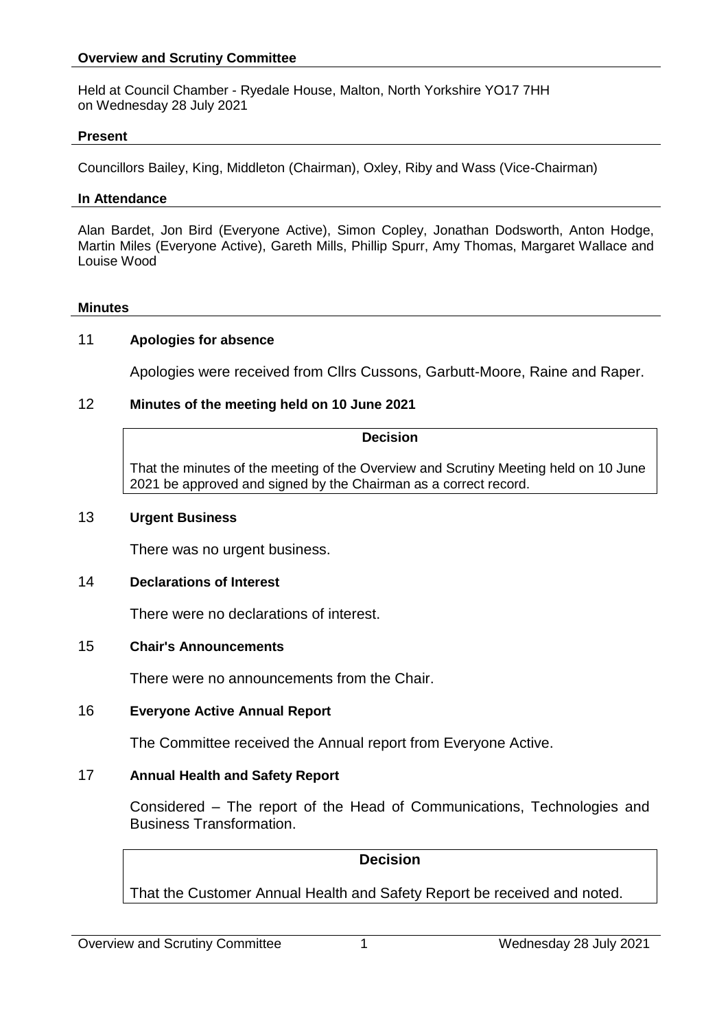## Overview and Scrutiny Committee

Held at Council Chamber - Ryedale House, Malton, North Yorkshire YO17 7HH on Wednesday 28 July 2021

### Present

Councillors Bailey, King, Middleton (Chairman), Oxley, Riby and Wass (Vice-Chairman)

### In Attendance

Alan Bardet, Jon Bird (Everyone Active), Simon Copley, Jonathan Dodsworth, Anton Hodge, Martin Miles (Everyone Active), Gareth Mills, Phillip Spurr, Amy Thomas, Margaret Wallace and Louise Wood

### Minutes

**11 Apologies for absence**

Apologies were received from Cllrs Cussons, Garbutt-Moore, Raine and Raper.

**12 Minutes of the meeting held on 10 June 2021**

**Decision**

That the minutes of the meeting of the Overview and Scrutiny Meeting held on 10 June 2021 be approved and signed by the Chairman as a correct record.

**13 Urgent Business**

There was no urgent business.

**14 Declarations of Interest**

There were no declarations of interest.

**15 Chair's Announcements**

There were no announcements from the Chair.

**16 Everyone Active Annual Report**

The Committee received the Annual report from Everyone Active.

**17 Annual Health and Safety Report**

Considered – The report of the Head of Communications, Technologies and Business Transformation.

**Decision**

That the Customer Annual Health and Safety Report be received and noted.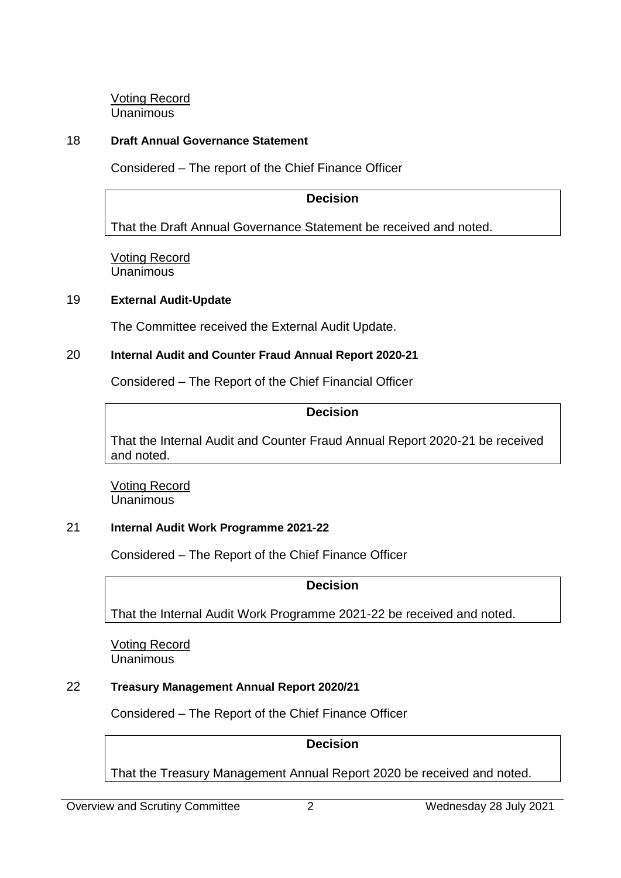Voting Record
Unanimous

18 **Draft Annual Governance Statement**

Considered – The report of the Chief Finance Officer

**Decision**

That the Draft Annual Governance Statement be received and noted.

Voting Record
Unanimous

19 **External Audit-Update**

The Committee received the External Audit Update.

20 **Internal Audit and Counter Fraud Annual Report 2020-21**

Considered – The Report of the Chief Financial Officer

**Decision**

That the Internal Audit and Counter Fraud Annual Report 2020-21 be received and noted.

Voting Record
Unanimous

21 **Internal Audit Work Programme 2021-22**

Considered – The Report of the Chief Finance Officer

**Decision**

That the Internal Audit Work Programme 2021-22 be received and noted.

Voting Record
Unanimous

22 **Treasury Management Annual Report 2020/21**

Considered – The Report of the Chief Finance Officer

**Decision**

That the Treasury Management Annual Report 2020 be received and noted.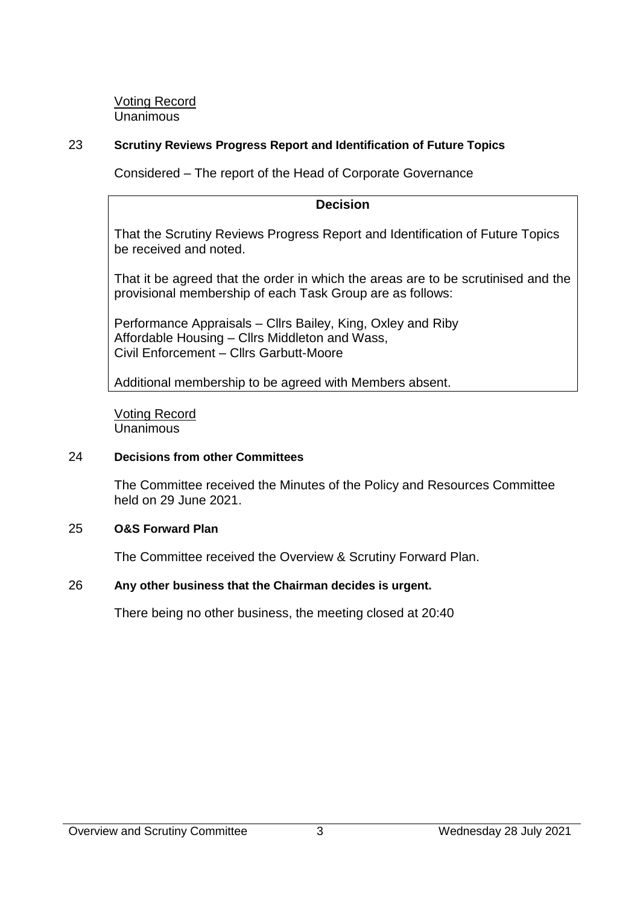Voting Record
Unanimous

### 23 Scrutiny Reviews Progress Report and Identification of Future Topics

Considered – The report of the Head of Corporate Governance

**Decision**

That the Scrutiny Reviews Progress Report and Identification of Future Topics be received and noted.

That it be agreed that the order in which the areas are to be scrutinised and the provisional membership of each Task Group are as follows:

Performance Appraisals – Cllrs Bailey, King, Oxley and Riby
Affordable Housing – Cllrs Middleton and Wass,
Civil Enforcement – Cllrs Garbutt-Moore

Additional membership to be agreed with Members absent.

Voting Record
Unanimous

### 24 Decisions from other Committees

The Committee received the Minutes of the Policy and Resources Committee held on 29 June 2021.

### 25 O&S Forward Plan

The Committee received the Overview & Scrutiny Forward Plan.

### 26 Any other business that the Chairman decides is urgent.

There being no other business, the meeting closed at 20:40